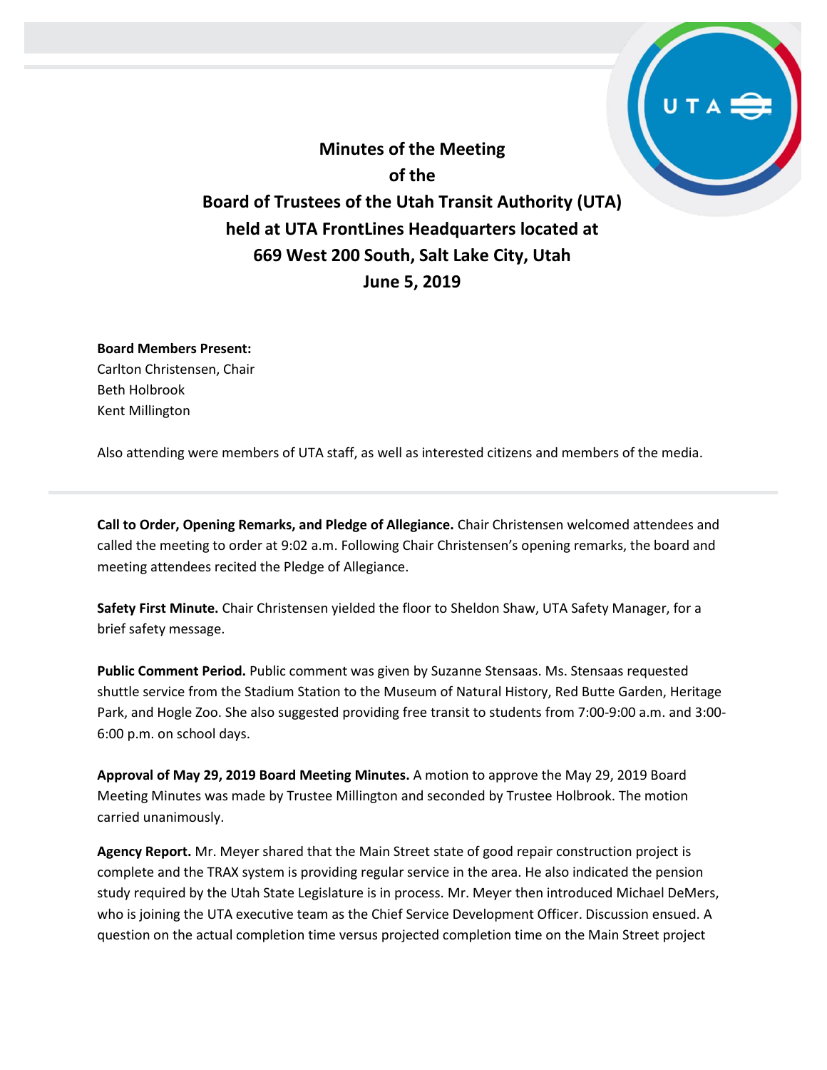# Minutes of the Meeting of the Board of Trustees of the Utah Transit Authority (UTA) held at UTA FrontLines Headquarters located at 669 West 200 South, Salt Lake City, Utah June 5, 2019

**Board Members Present:**
Carlton Christensen, Chair
Beth Holbrook
Kent Millington

Also attending were members of UTA staff, as well as interested citizens and members of the media.

---

**Call to Order, Opening Remarks, and Pledge of Allegiance.** Chair Christensen welcomed attendees and called the meeting to order at 9:02 a.m. Following Chair Christensen's opening remarks, the board and meeting attendees recited the Pledge of Allegiance.

**Safety First Minute.** Chair Christensen yielded the floor to Sheldon Shaw, UTA Safety Manager, for a brief safety message.

**Public Comment Period.** Public comment was given by Suzanne Stensaas. Ms. Stensaas requested shuttle service from the Stadium Station to the Museum of Natural History, Red Butte Garden, Heritage Park, and Hogle Zoo. She also suggested providing free transit to students from 7:00-9:00 a.m. and 3:00-6:00 p.m. on school days.

**Approval of May 29, 2019 Board Meeting Minutes.** A motion to approve the May 29, 2019 Board Meeting Minutes was made by Trustee Millington and seconded by Trustee Holbrook. The motion carried unanimously.

**Agency Report.** Mr. Meyer shared that the Main Street state of good repair construction project is complete and the TRAX system is providing regular service in the area. He also indicated the pension study required by the Utah State Legislature is in process. Mr. Meyer then introduced Michael DeMers, who is joining the UTA executive team as the Chief Service Development Officer. Discussion ensued. A question on the actual completion time versus projected completion time on the Main Street project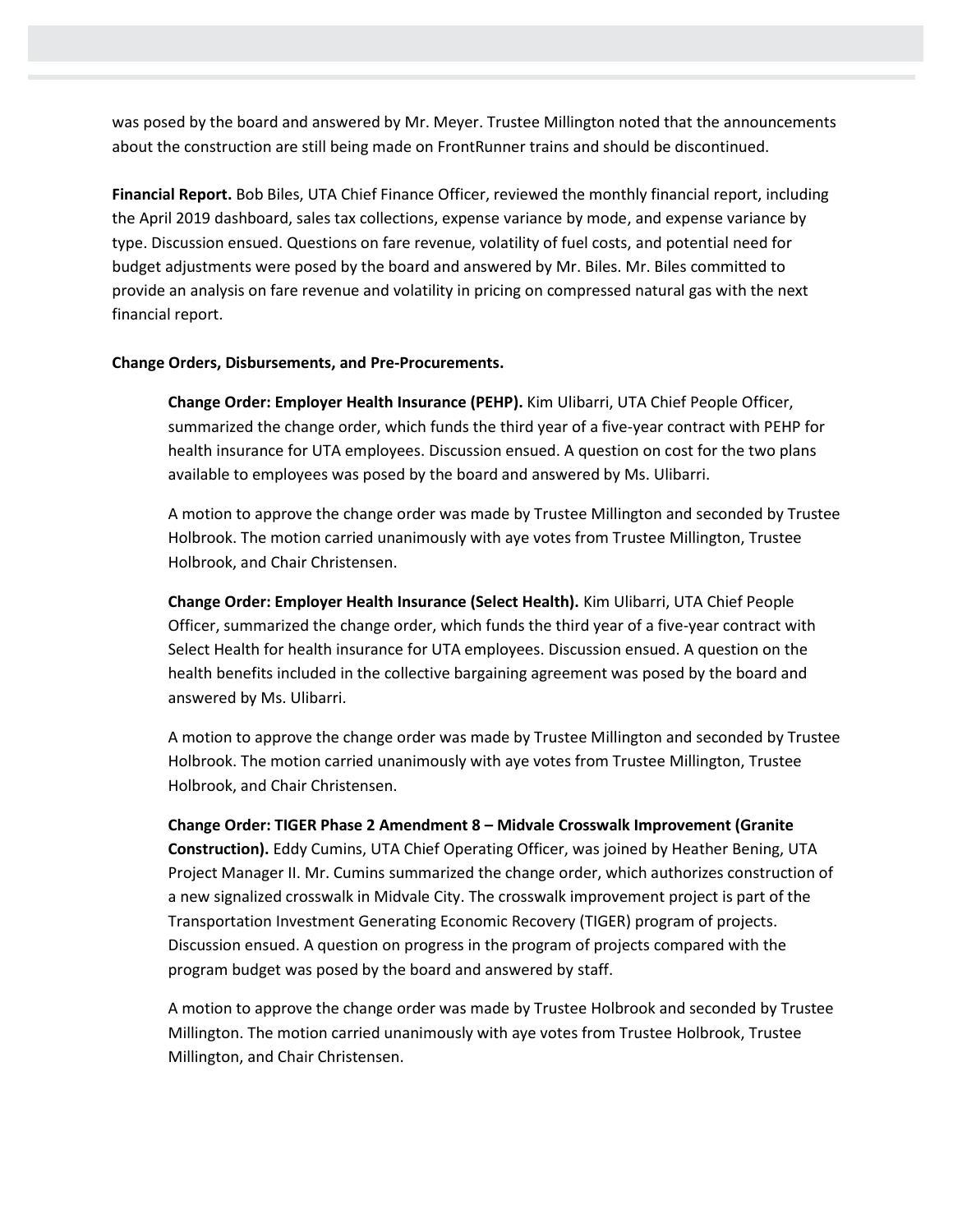was posed by the board and answered by Mr. Meyer. Trustee Millington noted that the announcements about the construction are still being made on FrontRunner trains and should be discontinued.

**Financial Report.** Bob Biles, UTA Chief Finance Officer, reviewed the monthly financial report, including the April 2019 dashboard, sales tax collections, expense variance by mode, and expense variance by type. Discussion ensued. Questions on fare revenue, volatility of fuel costs, and potential need for budget adjustments were posed by the board and answered by Mr. Biles. Mr. Biles committed to provide an analysis on fare revenue and volatility in pricing on compressed natural gas with the next financial report.

**Change Orders, Disbursements, and Pre-Procurements.**

> **Change Order: Employer Health Insurance (PEHP).** Kim Ulibarri, UTA Chief People Officer, summarized the change order, which funds the third year of a five-year contract with PEHP for health insurance for UTA employees. Discussion ensued. A question on cost for the two plans available to employees was posed by the board and answered by Ms. Ulibarri.
>
> A motion to approve the change order was made by Trustee Millington and seconded by Trustee Holbrook. The motion carried unanimously with aye votes from Trustee Millington, Trustee Holbrook, and Chair Christensen.
>
> **Change Order: Employer Health Insurance (Select Health).** Kim Ulibarri, UTA Chief People Officer, summarized the change order, which funds the third year of a five-year contract with Select Health for health insurance for UTA employees. Discussion ensued. A question on the health benefits included in the collective bargaining agreement was posed by the board and answered by Ms. Ulibarri.
>
> A motion to approve the change order was made by Trustee Millington and seconded by Trustee Holbrook. The motion carried unanimously with aye votes from Trustee Millington, Trustee Holbrook, and Chair Christensen.
>
> **Change Order: TIGER Phase 2 Amendment 8 – Midvale Crosswalk Improvement (Granite Construction).** Eddy Cumins, UTA Chief Operating Officer, was joined by Heather Bening, UTA Project Manager II. Mr. Cumins summarized the change order, which authorizes construction of a new signalized crosswalk in Midvale City. The crosswalk improvement project is part of the Transportation Investment Generating Economic Recovery (TIGER) program of projects. Discussion ensued. A question on progress in the program of projects compared with the program budget was posed by the board and answered by staff.
>
> A motion to approve the change order was made by Trustee Holbrook and seconded by Trustee Millington. The motion carried unanimously with aye votes from Trustee Holbrook, Trustee Millington, and Chair Christensen.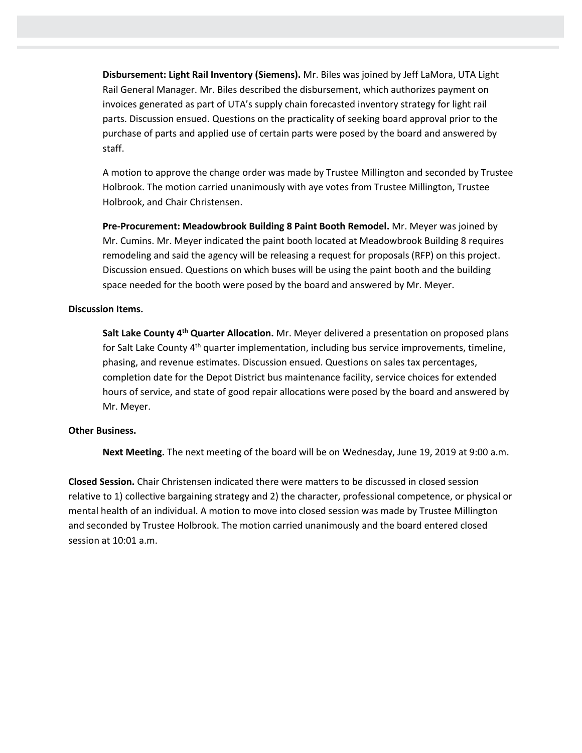**Disbursement: Light Rail Inventory (Siemens).** Mr. Biles was joined by Jeff LaMora, UTA Light Rail General Manager. Mr. Biles described the disbursement, which authorizes payment on invoices generated as part of UTA's supply chain forecasted inventory strategy for light rail parts. Discussion ensued. Questions on the practicality of seeking board approval prior to the purchase of parts and applied use of certain parts were posed by the board and answered by staff.

A motion to approve the change order was made by Trustee Millington and seconded by Trustee Holbrook. The motion carried unanimously with aye votes from Trustee Millington, Trustee Holbrook, and Chair Christensen.

**Pre-Procurement: Meadowbrook Building 8 Paint Booth Remodel.** Mr. Meyer was joined by Mr. Cumins. Mr. Meyer indicated the paint booth located at Meadowbrook Building 8 requires remodeling and said the agency will be releasing a request for proposals (RFP) on this project. Discussion ensued. Questions on which buses will be using the paint booth and the building space needed for the booth were posed by the board and answered by Mr. Meyer.

**Discussion Items.**

**Salt Lake County 4th Quarter Allocation.** Mr. Meyer delivered a presentation on proposed plans for Salt Lake County 4th quarter implementation, including bus service improvements, timeline, phasing, and revenue estimates. Discussion ensued. Questions on sales tax percentages, completion date for the Depot District bus maintenance facility, service choices for extended hours of service, and state of good repair allocations were posed by the board and answered by Mr. Meyer.

**Other Business.**

**Next Meeting.** The next meeting of the board will be on Wednesday, June 19, 2019 at 9:00 a.m.

**Closed Session.** Chair Christensen indicated there were matters to be discussed in closed session relative to 1) collective bargaining strategy and 2) the character, professional competence, or physical or mental health of an individual. A motion to move into closed session was made by Trustee Millington and seconded by Trustee Holbrook. The motion carried unanimously and the board entered closed session at 10:01 a.m.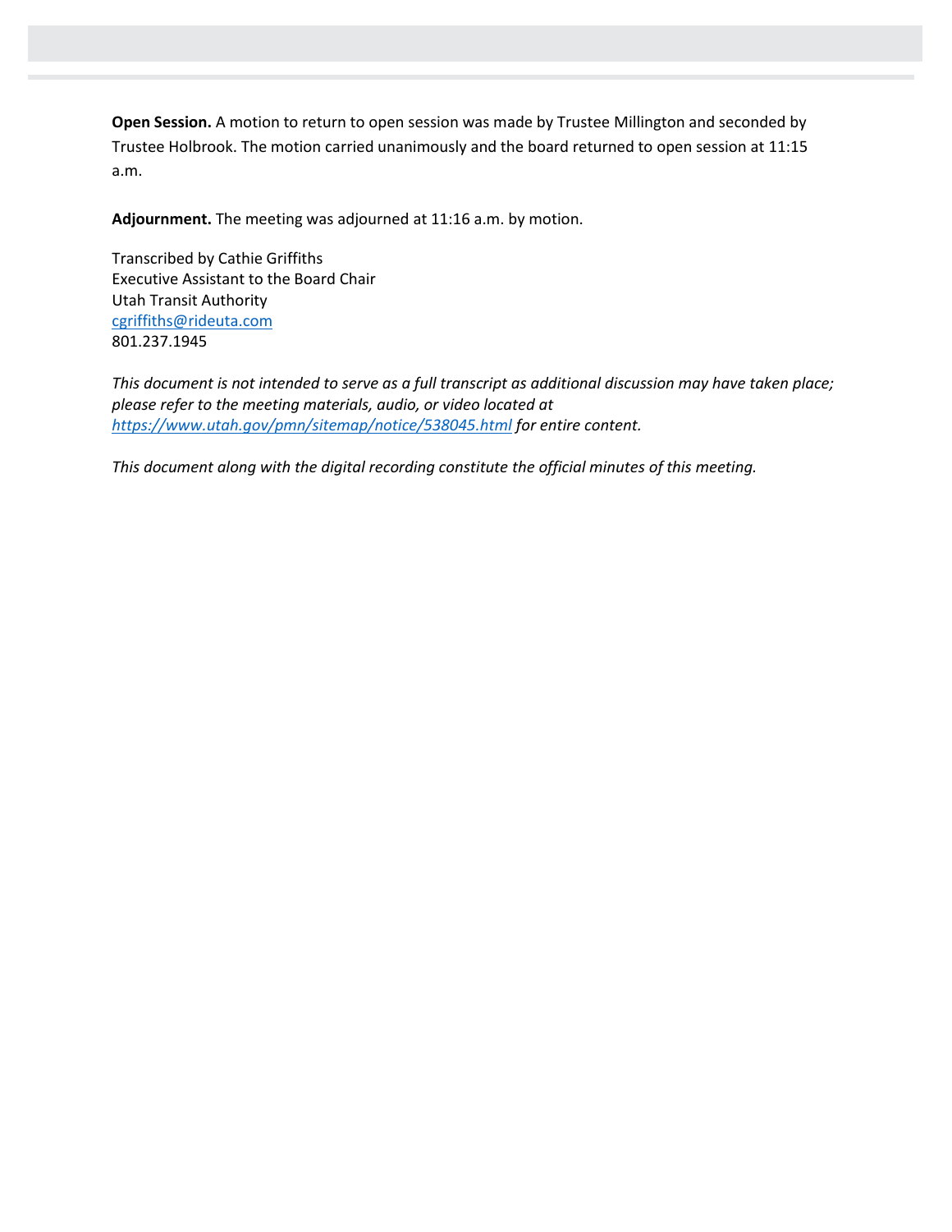**Open Session.** A motion to return to open session was made by Trustee Millington and seconded by Trustee Holbrook. The motion carried unanimously and the board returned to open session at 11:15 a.m.

**Adjournment.** The meeting was adjourned at 11:16 a.m. by motion.

Transcribed by Cathie Griffiths  
Executive Assistant to the Board Chair  
Utah Transit Authority  
cgriffiths@rideuta.com  
801.237.1945

*This document is not intended to serve as a full transcript as additional discussion may have taken place; please refer to the meeting materials, audio, or video located at https://www.utah.gov/pmn/sitemap/notice/538045.html for entire content.*

*This document along with the digital recording constitute the official minutes of this meeting.*